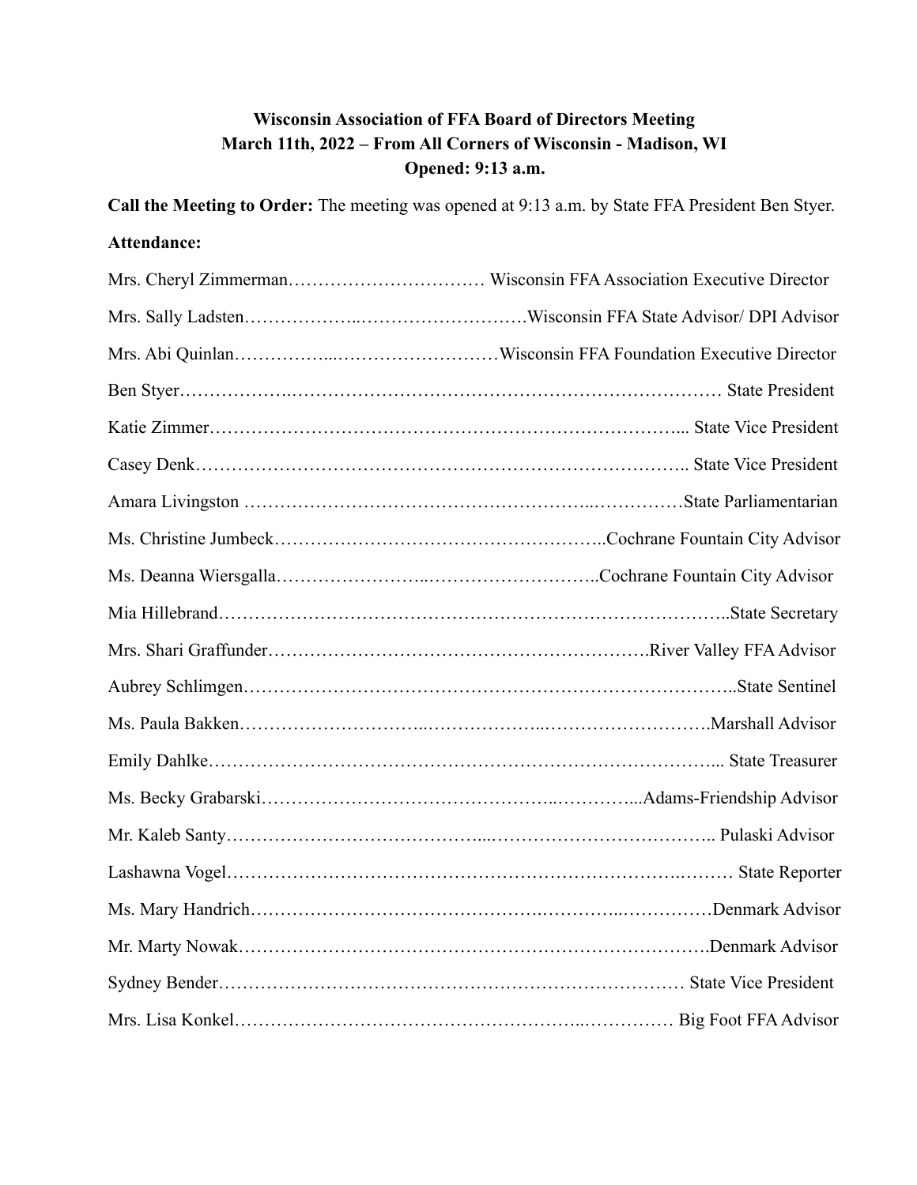**Wisconsin Association of FFA Board of Directors Meeting**
**March 11th, 2022 – From All Corners of Wisconsin - Madison, WI**
**Opened: 9:13 a.m.**

**Call the Meeting to Order:** The meeting was opened at 9:13 a.m. by State FFA President Ben Styer.

**Attendance:**

Mrs. Cheryl Zimmerman……………………………. Wisconsin FFA Association Executive Director

Mrs. Sally Ladsten………………..……………………….Wisconsin FFA State Advisor/ DPI Advisor

Mrs. Abi Quinlan……………...………………………Wisconsin FFA Foundation Executive Director

Ben Styer……………….………………………………………………………… State President

Katie Zimmer……………………….…………………………………………... State Vice President

Casey Denk…………………………………………………………………….. State Vice President

Amara Livingston ………………………………………………...……………State Parliamentarian

Ms. Christine Jumbeck………………………………………………..Cochrane Fountain City Advisor

Ms. Deanna Wiersgalla…………………...………………………..Cochrane Fountain City Advisor

Mia Hillebrand………………………………………………………………………..State Secretary

Mrs. Shari Graffunder……………………………………………………….River Valley FFA Advisor

Aubrey Schlimgen…………………………………………………………………..State Sentinel

Ms. Paula Bakken………………………...………………...……………………….Marshall Advisor

Emily Dahlke………………………….…………………………………………... State Treasurer

Ms. Becky Grabarski……………………………………...…………...Adams-Friendship Advisor

Mr. Kaleb Santy…………………………………...……………………………….. Pulaski Advisor

Lashawna Vogel…………………………………………………………….……… State Reporter

Ms. Mary Handrich………………………….……………….………...……………Denmark Advisor

Mr. Marty Nowak…………………………………………………………………….Denmark Advisor

Sydney Bender…………………………………………………………………… State Vice President

Mrs. Lisa Konkel…………………….………………………….…..…………… Big Foot FFA Advisor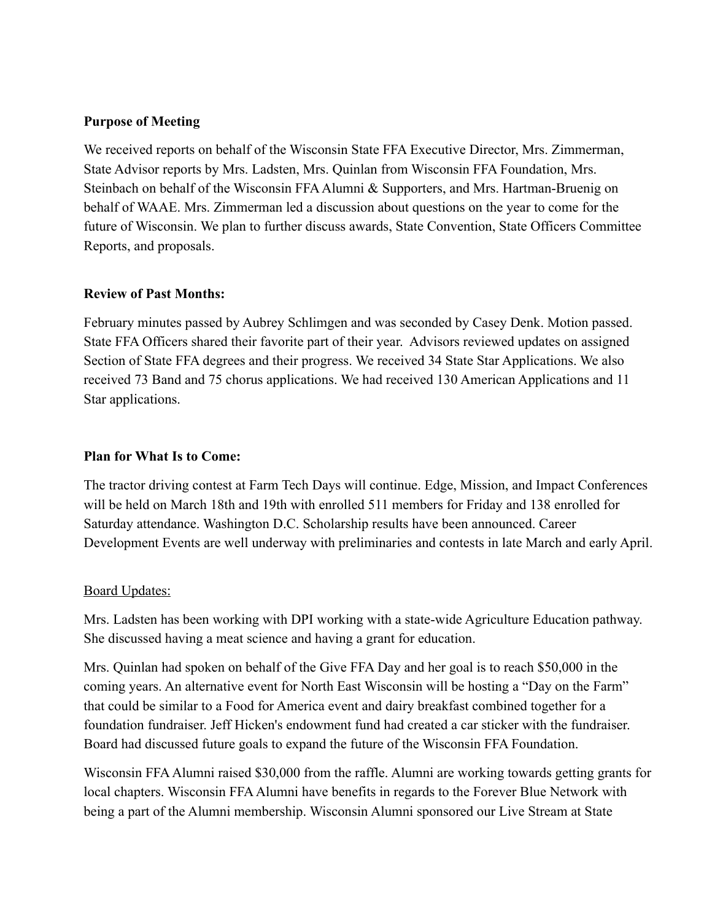**Purpose of Meeting**

We received reports on behalf of the Wisconsin State FFA Executive Director, Mrs. Zimmerman, State Advisor reports by Mrs. Ladsten, Mrs. Quinlan from Wisconsin FFA Foundation, Mrs. Steinbach on behalf of the Wisconsin FFA Alumni & Supporters, and Mrs. Hartman-Bruenig on behalf of WAAE. Mrs. Zimmerman led a discussion about questions on the year to come for the future of Wisconsin. We plan to further discuss awards, State Convention, State Officers Committee Reports, and proposals.

**Review of Past Months:**

February minutes passed by Aubrey Schlimgen and was seconded by Casey Denk. Motion passed. State FFA Officers shared their favorite part of their year. Advisors reviewed updates on assigned Section of State FFA degrees and their progress. We received 34 State Star Applications. We also received 73 Band and 75 chorus applications. We had received 130 American Applications and 11 Star applications.

**Plan for What Is to Come:**

The tractor driving contest at Farm Tech Days will continue. Edge, Mission, and Impact Conferences will be held on March 18th and 19th with enrolled 511 members for Friday and 138 enrolled for Saturday attendance. Washington D.C. Scholarship results have been announced. Career Development Events are well underway with preliminaries and contests in late March and early April.

<u>Board Updates:</u>

Mrs. Ladsten has been working with DPI working with a state-wide Agriculture Education pathway. She discussed having a meat science and having a grant for education.

Mrs. Quinlan had spoken on behalf of the Give FFA Day and her goal is to reach $50,000 in the coming years. An alternative event for North East Wisconsin will be hosting a "Day on the Farm" that could be similar to a Food for America event and dairy breakfast combined together for a foundation fundraiser. Jeff Hicken's endowment fund had created a car sticker with the fundraiser. Board had discussed future goals to expand the future of the Wisconsin FFA Foundation.

Wisconsin FFA Alumni raised $30,000 from the raffle. Alumni are working towards getting grants for local chapters. Wisconsin FFA Alumni have benefits in regards to the Forever Blue Network with being a part of the Alumni membership. Wisconsin Alumni sponsored our Live Stream at State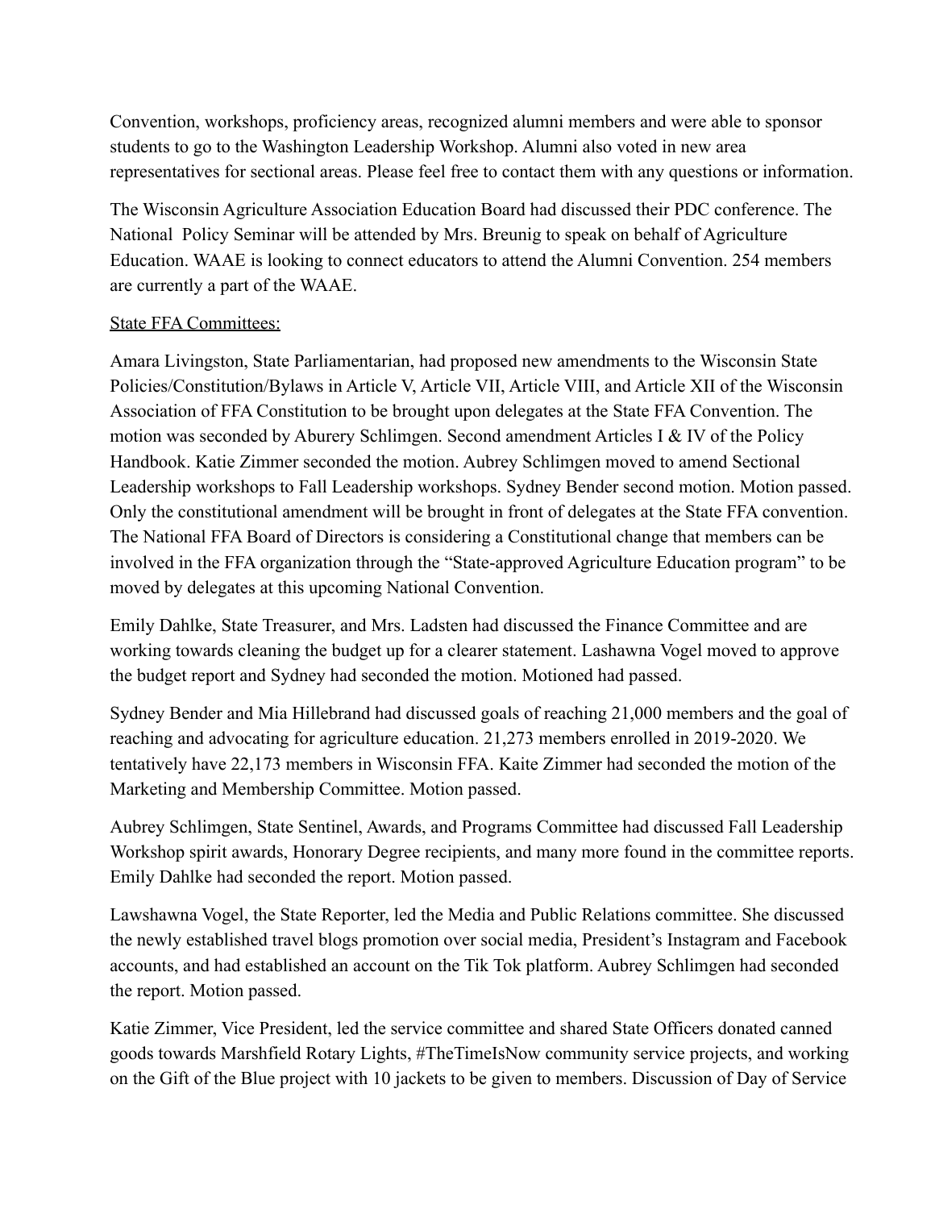Convention, workshops, proficiency areas, recognized alumni members and were able to sponsor students to go to the Washington Leadership Workshop. Alumni also voted in new area representatives for sectional areas. Please feel free to contact them with any questions or information.

The Wisconsin Agriculture Association Education Board had discussed their PDC conference. The National  Policy Seminar will be attended by Mrs. Breunig to speak on behalf of Agriculture Education. WAAE is looking to connect educators to attend the Alumni Convention. 254 members are currently a part of the WAAE.

State FFA Committees:

Amara Livingston, State Parliamentarian, had proposed new amendments to the Wisconsin State Policies/Constitution/Bylaws in Article V, Article VII, Article VIII, and Article XII of the Wisconsin Association of FFA Constitution to be brought upon delegates at the State FFA Convention. The motion was seconded by Aburery Schlimgen. Second amendment Articles I & IV of the Policy Handbook. Katie Zimmer seconded the motion. Aubrey Schlimgen moved to amend Sectional Leadership workshops to Fall Leadership workshops. Sydney Bender second motion. Motion passed. Only the constitutional amendment will be brought in front of delegates at the State FFA convention. The National FFA Board of Directors is considering a Constitutional change that members can be involved in the FFA organization through the "State-approved Agriculture Education program" to be moved by delegates at this upcoming National Convention.

Emily Dahlke, State Treasurer, and Mrs. Ladsten had discussed the Finance Committee and are working towards cleaning the budget up for a clearer statement. Lashawna Vogel moved to approve the budget report and Sydney had seconded the motion. Motioned had passed.

Sydney Bender and Mia Hillebrand had discussed goals of reaching 21,000 members and the goal of reaching and advocating for agriculture education. 21,273 members enrolled in 2019-2020. We tentatively have 22,173 members in Wisconsin FFA. Kaite Zimmer had seconded the motion of the Marketing and Membership Committee. Motion passed.

Aubrey Schlimgen, State Sentinel, Awards, and Programs Committee had discussed Fall Leadership Workshop spirit awards, Honorary Degree recipients, and many more found in the committee reports. Emily Dahlke had seconded the report. Motion passed.

Lawshawna Vogel, the State Reporter, led the Media and Public Relations committee. She discussed the newly established travel blogs promotion over social media, President's Instagram and Facebook accounts, and had established an account on the Tik Tok platform. Aubrey Schlimgen had seconded the report. Motion passed.

Katie Zimmer, Vice President, led the service committee and shared State Officers donated canned goods towards Marshfield Rotary Lights, #TheTimeIsNow community service projects, and working on the Gift of the Blue project with 10 jackets to be given to members. Discussion of Day of Service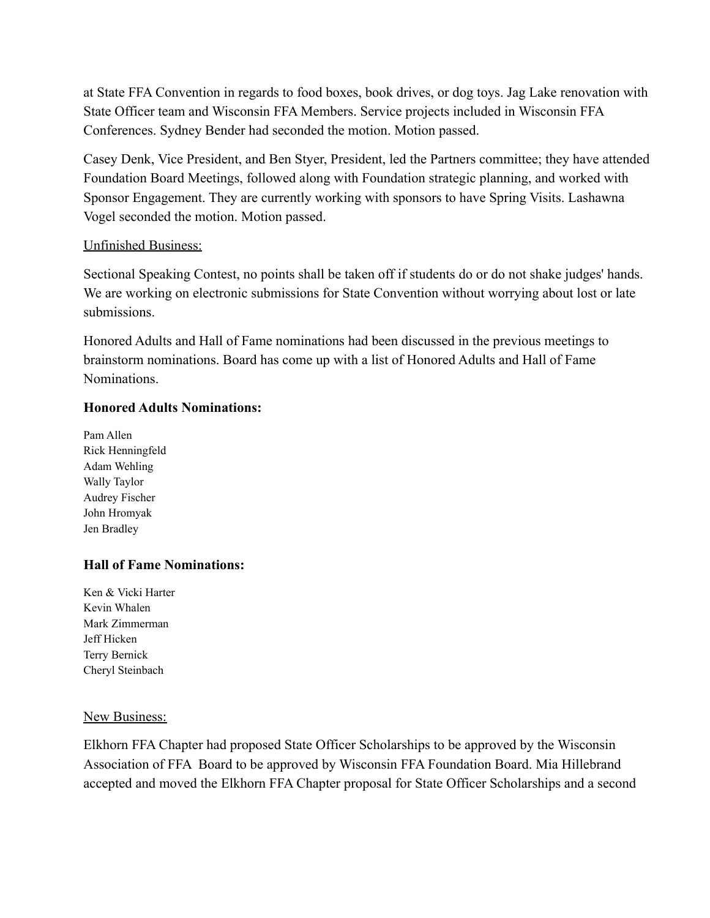at State FFA Convention in regards to food boxes, book drives, or dog toys. Jag Lake renovation with State Officer team and Wisconsin FFA Members. Service projects included in Wisconsin FFA Conferences. Sydney Bender had seconded the motion. Motion passed.

Casey Denk, Vice President, and Ben Styer, President, led the Partners committee; they have attended Foundation Board Meetings, followed along with Foundation strategic planning, and worked with Sponsor Engagement. They are currently working with sponsors to have Spring Visits. Lashawna Vogel seconded the motion. Motion passed.

Unfinished Business:

Sectional Speaking Contest, no points shall be taken off if students do or do not shake judges' hands. We are working on electronic submissions for State Convention without worrying about lost or late submissions.

Honored Adults and Hall of Fame nominations had been discussed in the previous meetings to brainstorm nominations. Board has come up with a list of Honored Adults and Hall of Fame Nominations.

**Honored Adults Nominations:**

Pam Allen
Rick Henningfeld
Adam Wehling
Wally Taylor
Audrey Fischer
John Hromyak
Jen Bradley

**Hall of Fame Nominations:**

Ken & Vicki Harter
Kevin Whalen
Mark Zimmerman
Jeff Hicken
Terry Bernick
Cheryl Steinbach

New Business:

Elkhorn FFA Chapter had proposed State Officer Scholarships to be approved by the Wisconsin Association of FFA Board to be approved by Wisconsin FFA Foundation Board. Mia Hillebrand accepted and moved the Elkhorn FFA Chapter proposal for State Officer Scholarships and a second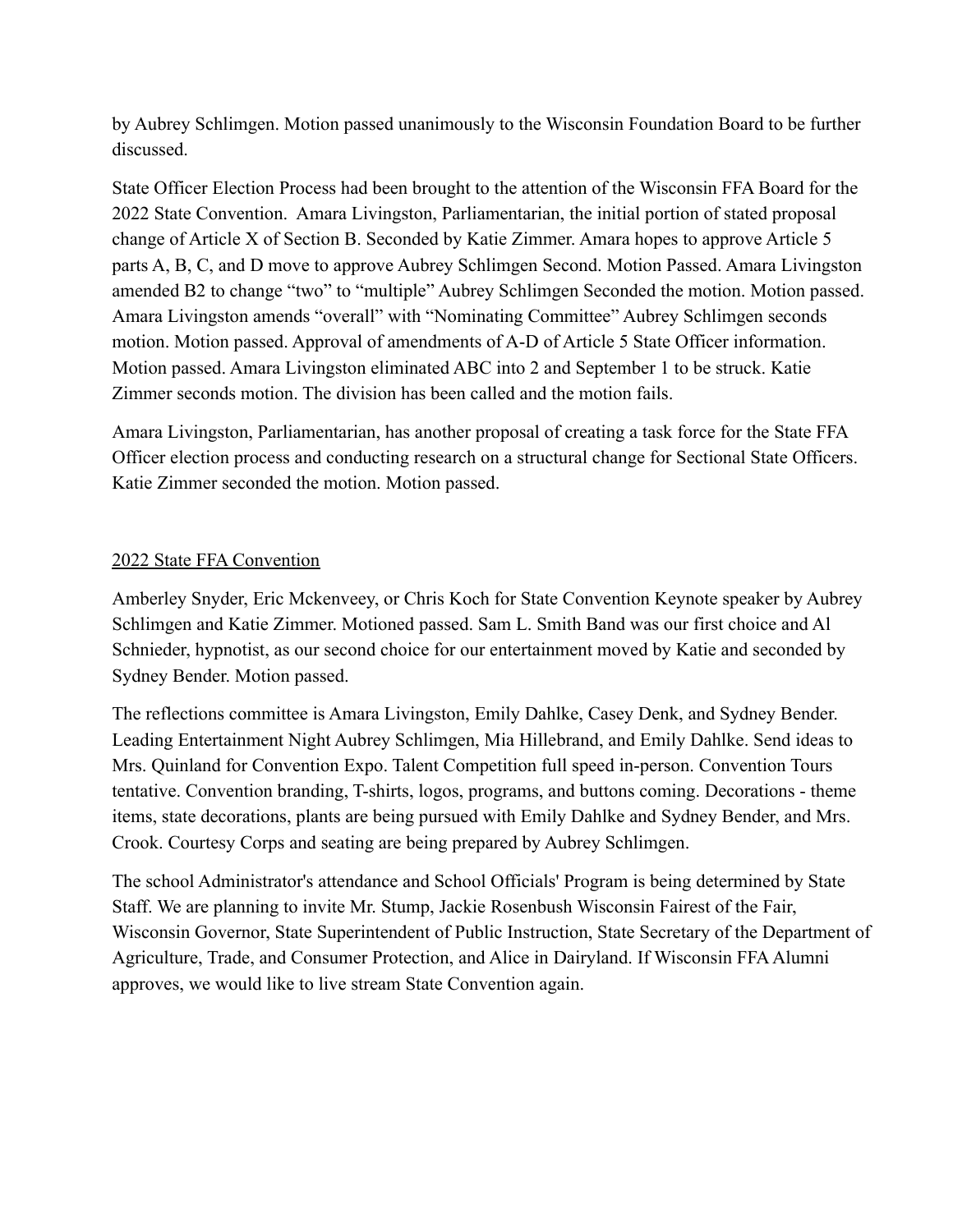by Aubrey Schlimgen. Motion passed unanimously to the Wisconsin Foundation Board to be further discussed.

State Officer Election Process had been brought to the attention of the Wisconsin FFA Board for the 2022 State Convention. Amara Livingston, Parliamentarian, the initial portion of stated proposal change of Article X of Section B. Seconded by Katie Zimmer. Amara hopes to approve Article 5 parts A, B, C, and D move to approve Aubrey Schlimgen Second. Motion Passed. Amara Livingston amended B2 to change "two" to "multiple" Aubrey Schlimgen Seconded the motion. Motion passed. Amara Livingston amends "overall" with "Nominating Committee" Aubrey Schlimgen seconds motion. Motion passed. Approval of amendments of A-D of Article 5 State Officer information. Motion passed. Amara Livingston eliminated ABC into 2 and September 1 to be struck. Katie Zimmer seconds motion. The division has been called and the motion fails.

Amara Livingston, Parliamentarian, has another proposal of creating a task force for the State FFA Officer election process and conducting research on a structural change for Sectional State Officers. Katie Zimmer seconded the motion. Motion passed.

<u>2022 State FFA Convention</u>

Amberley Snyder, Eric Mckenveey, or Chris Koch for State Convention Keynote speaker by Aubrey Schlimgen and Katie Zimmer. Motioned passed. Sam L. Smith Band was our first choice and Al Schnieder, hypnotist, as our second choice for our entertainment moved by Katie and seconded by Sydney Bender. Motion passed.

The reflections committee is Amara Livingston, Emily Dahlke, Casey Denk, and Sydney Bender. Leading Entertainment Night Aubrey Schlimgen, Mia Hillebrand, and Emily Dahlke. Send ideas to Mrs. Quinland for Convention Expo. Talent Competition full speed in-person. Convention Tours tentative. Convention branding, T-shirts, logos, programs, and buttons coming. Decorations - theme items, state decorations, plants are being pursued with Emily Dahlke and Sydney Bender, and Mrs. Crook. Courtesy Corps and seating are being prepared by Aubrey Schlimgen.

The school Administrator's attendance and School Officials' Program is being determined by State Staff. We are planning to invite Mr. Stump, Jackie Rosenbush Wisconsin Fairest of the Fair, Wisconsin Governor, State Superintendent of Public Instruction, State Secretary of the Department of Agriculture, Trade, and Consumer Protection, and Alice in Dairyland. If Wisconsin FFA Alumni approves, we would like to live stream State Convention again.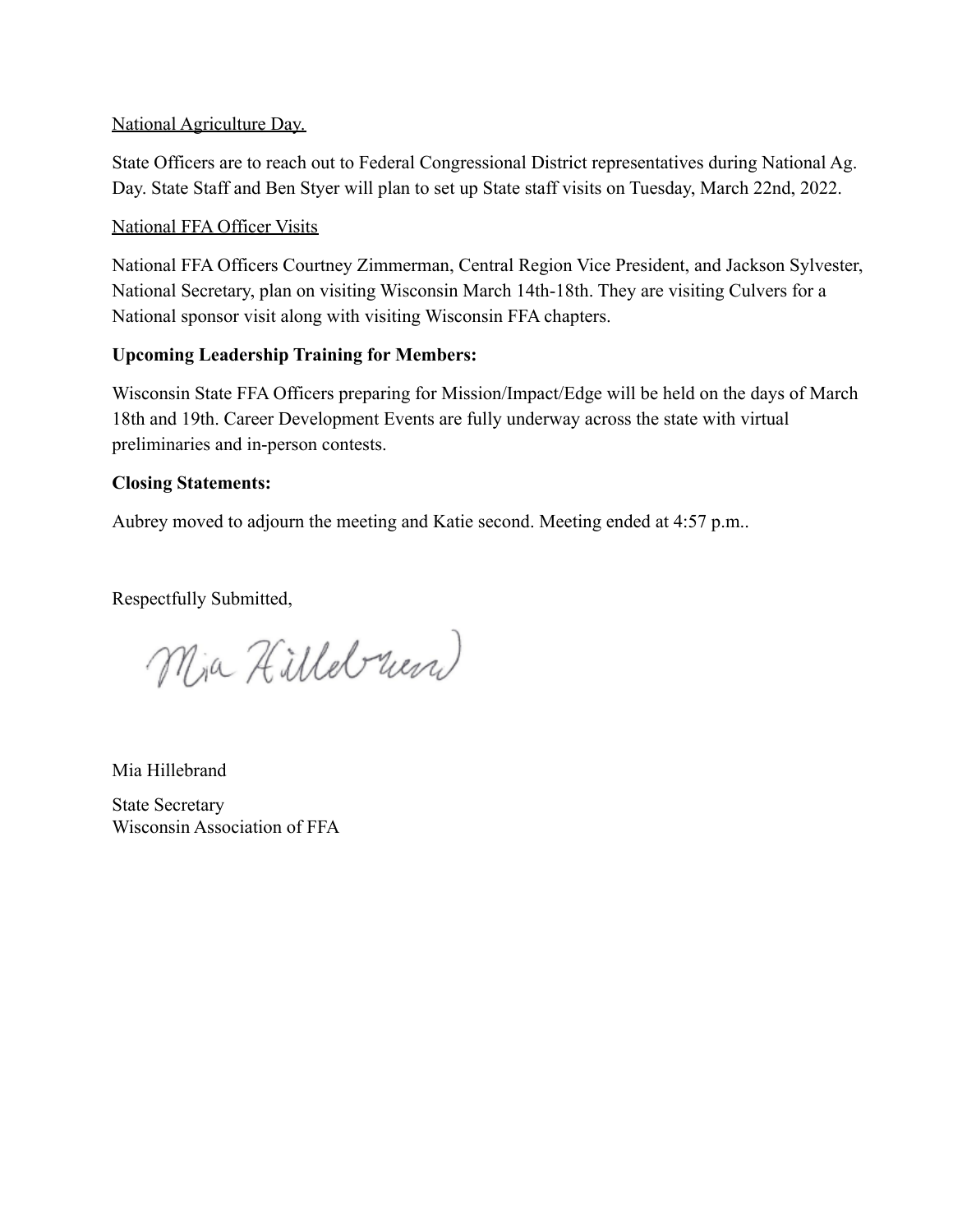<u>National Agriculture Day.</u>

State Officers are to reach out to Federal Congressional District representatives during National Ag. Day. State Staff and Ben Styer will plan to set up State staff visits on Tuesday, March 22nd, 2022.

<u>National FFA Officer Visits</u>

National FFA Officers Courtney Zimmerman, Central Region Vice President, and Jackson Sylvester, National Secretary, plan on visiting Wisconsin March 14th-18th. They are visiting Culvers for a National sponsor visit along with visiting Wisconsin FFA chapters.

**Upcoming Leadership Training for Members:**

Wisconsin State FFA Officers preparing for Mission/Impact/Edge will be held on the days of March 18th and 19th. Career Development Events are fully underway across the state with virtual preliminaries and in-person contests.

**Closing Statements:**

Aubrey moved to adjourn the meeting and Katie second. Meeting ended at 4:57 p.m..

Respectfully Submitted,

Mia Hillebrand

Mia Hillebrand

State Secretary
Wisconsin Association of FFA